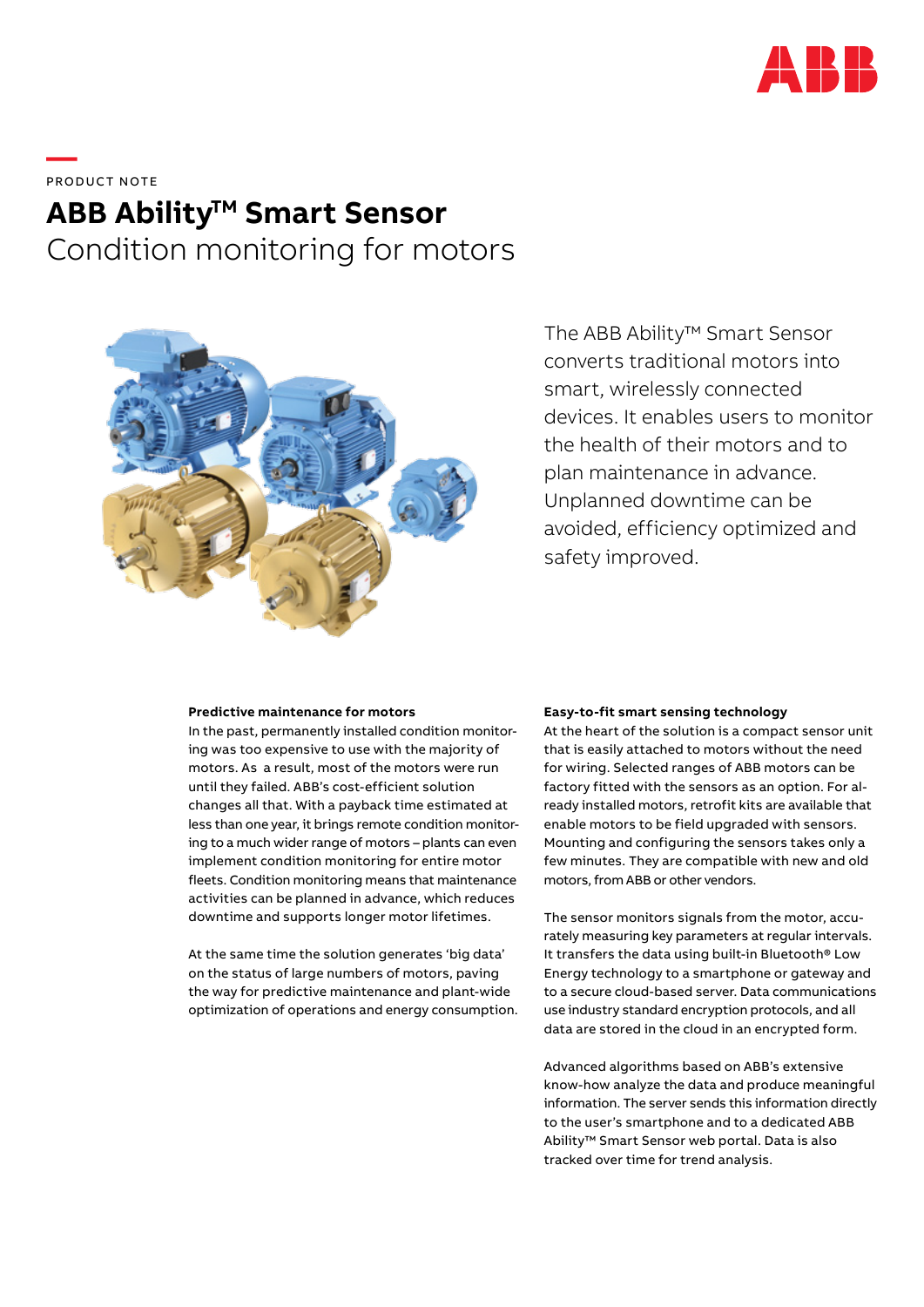PRODUCT NOTE

# ABB Ability™ Smart Sensor
## Condition monitoring for motors

The ABB Ability™ Smart Sensor converts traditional motors into smart, wirelessly connected devices. It enables users to monitor the health of their motors and to plan maintenance in advance. Unplanned downtime can be avoided, efficiency optimized and safety improved.

**Predictive maintenance for motors**

In the past, permanently installed condition monitoring was too expensive to use with the majority of motors. As a result, most of the motors were run until they failed. ABB's cost-efficient solution changes all that. With a payback time estimated at less than one year, it brings remote condition monitoring to a much wider range of motors – plants can even implement condition monitoring for entire motor fleets. Condition monitoring means that maintenance activities can be planned in advance, which reduces downtime and supports longer motor lifetimes.

At the same time the solution generates 'big data' on the status of large numbers of motors, paving the way for predictive maintenance and plant-wide optimization of operations and energy consumption.

**Easy-to-fit smart sensing technology**

At the heart of the solution is a compact sensor unit that is easily attached to motors without the need for wiring. Selected ranges of ABB motors can be factory fitted with the sensors as an option. For already installed motors, retrofit kits are available that enable motors to be field upgraded with sensors. Mounting and configuring the sensors takes only a few minutes. They are compatible with new and old motors, from ABB or other vendors.

The sensor monitors signals from the motor, accurately measuring key parameters at regular intervals. It transfers the data using built-in Bluetooth® Low Energy technology to a smartphone or gateway and to a secure cloud-based server. Data communications use industry standard encryption protocols, and all data are stored in the cloud in an encrypted form.

Advanced algorithms based on ABB's extensive know-how analyze the data and produce meaningful information. The server sends this information directly to the user's smartphone and to a dedicated ABB Ability™ Smart Sensor web portal. Data is also tracked over time for trend analysis.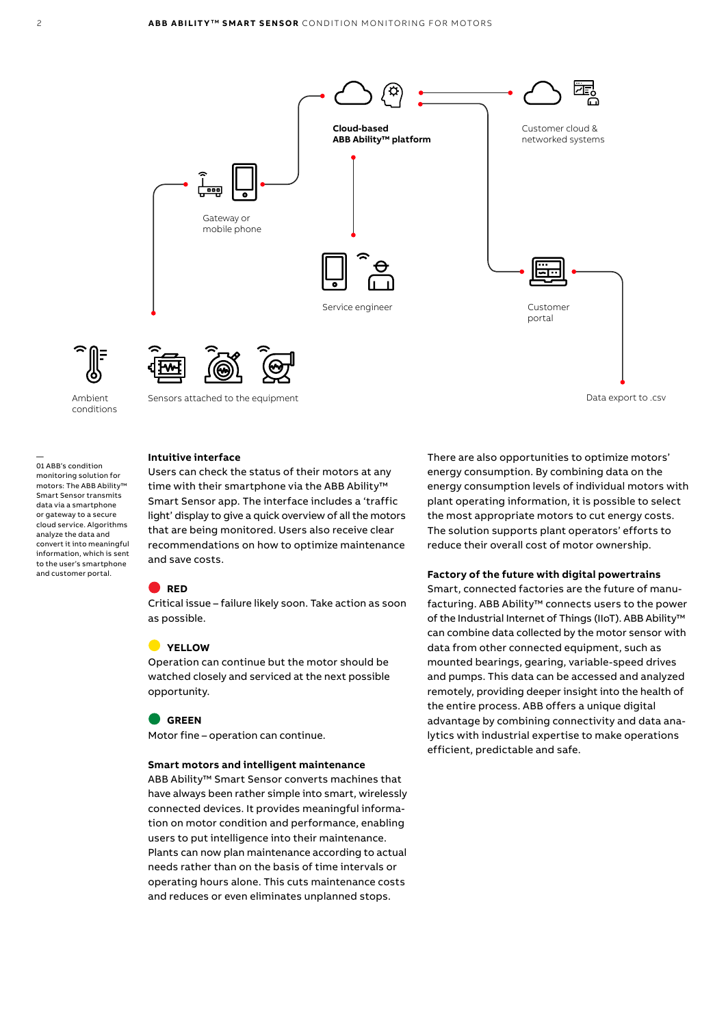Cloud-based ABB Ability™ platform

Customer cloud & networked systems

Gateway or mobile phone

Service engineer

Customer portal

Ambient conditions

Sensors attached to the equipment

Data export to .csv

—
01 ABB's condition monitoring solution for motors: The ABB Ability™ Smart Sensor transmits data via a smartphone or gateway to a secure cloud service. Algorithms analyze the data and convert it into meaningful information, which is sent to the user's smartphone and customer portal.

### Intuitive interface

Users can check the status of their motors at any time with their smartphone via the ABB Ability™ Smart Sensor app. The interface includes a 'traffic light' display to give a quick overview of all the motors that are being monitored. Users also receive clear recommendations on how to optimize maintenance and save costs.

**RED**
Critical issue – failure likely soon. Take action as soon as possible.

**YELLOW**
Operation can continue but the motor should be watched closely and serviced at the next possible opportunity.

**GREEN**
Motor fine – operation can continue.

### Smart motors and intelligent maintenance

ABB Ability™ Smart Sensor converts machines that have always been rather simple into smart, wirelessly connected devices. It provides meaningful information on motor condition and performance, enabling users to put intelligence into their maintenance. Plants can now plan maintenance according to actual needs rather than on the basis of time intervals or operating hours alone. This cuts maintenance costs and reduces or even eliminates unplanned stops.

There are also opportunities to optimize motors' energy consumption. By combining data on the energy consumption levels of individual motors with plant operating information, it is possible to select the most appropriate motors to cut energy costs. The solution supports plant operators' efforts to reduce their overall cost of motor ownership.

### Factory of the future with digital powertrains

Smart, connected factories are the future of manufacturing. ABB Ability™ connects users to the power of the Industrial Internet of Things (IIoT). ABB Ability™ can combine data collected by the motor sensor with data from other connected equipment, such as mounted bearings, gearing, variable-speed drives and pumps. This data can be accessed and analyzed remotely, providing deeper insight into the health of the entire process. ABB offers a unique digital advantage by combining connectivity and data analytics with industrial expertise to make operations efficient, predictable and safe.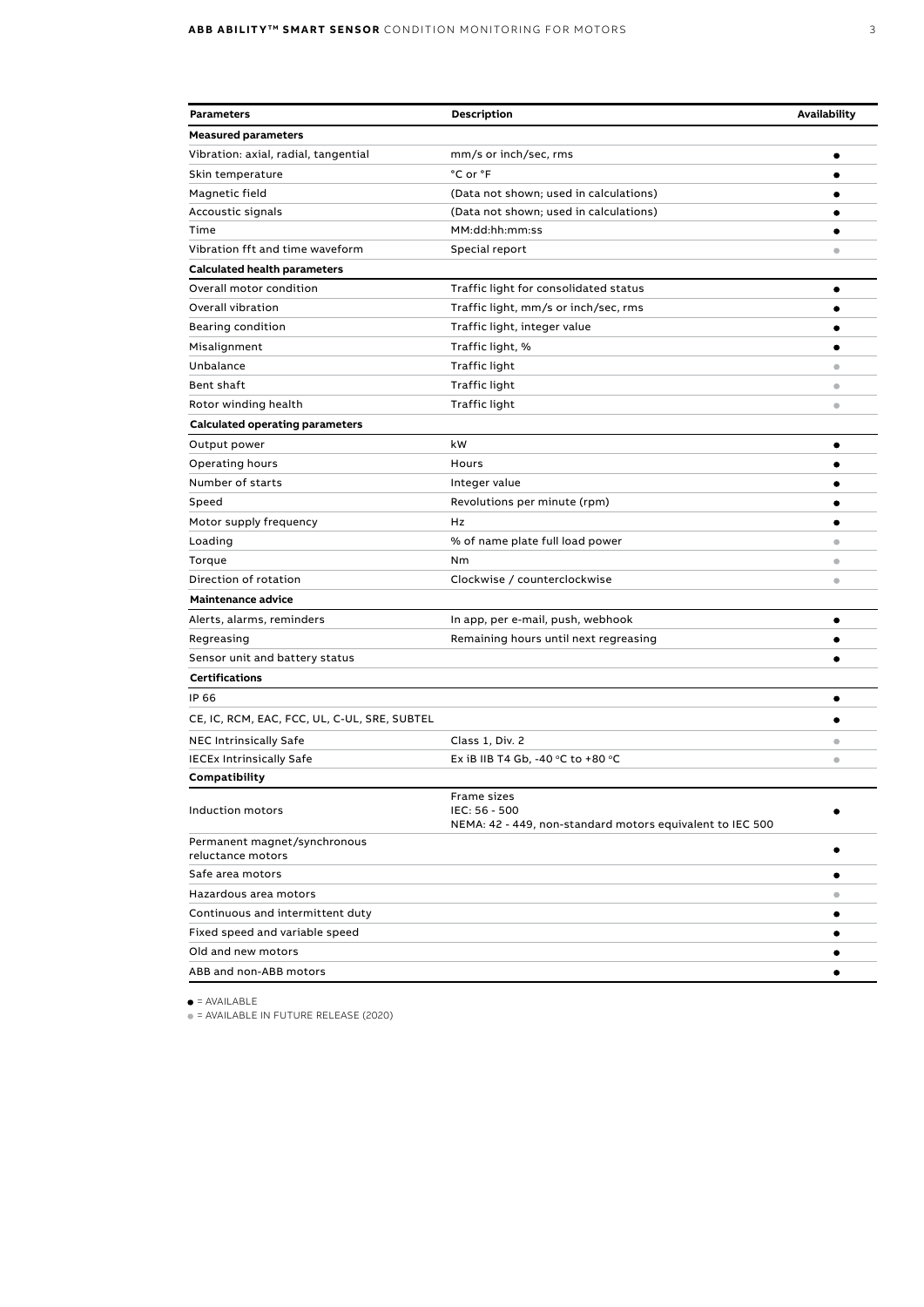| Parameters | Description | Availability |
|---|---|---|
| **Measured parameters** | | |
| Vibration: axial, radial, tangential | mm/s or inch/sec, rms | ● |
| Skin temperature | °C or °F | ● |
| Magnetic field | (Data not shown; used in calculations) | ● |
| Accoustic signals | (Data not shown; used in calculations) | ● |
| Time | MM:dd:hh:mm:ss | ● |
| Vibration fft and time waveform | Special report | ● |
| **Calculated health parameters** | | |
| Overall motor condition | Traffic light for consolidated status | ● |
| Overall vibration | Traffic light, mm/s or inch/sec, rms | ● |
| Bearing condition | Traffic light, integer value | ● |
| Misalignment | Traffic light, % | ● |
| Unbalance | Traffic light | ● |
| Bent shaft | Traffic light | ● |
| Rotor winding health | Traffic light | ● |
| **Calculated operating parameters** | | |
| Output power | kW | ● |
| Operating hours | Hours | ● |
| Number of starts | Integer value | ● |
| Speed | Revolutions per minute (rpm) | ● |
| Motor supply frequency | Hz | ● |
| Loading | % of name plate full load power | ● |
| Torque | Nm | ● |
| Direction of rotation | Clockwise / counterclockwise | ● |
| **Maintenance advice** | | |
| Alerts, alarms, reminders | In app, per e-mail, push, webhook | ● |
| Regreasing | Remaining hours until next regreasing | ● |
| Sensor unit and battery status | | ● |
| **Certifications** | | |
| IP 66 | | ● |
| CE, IC, RCM, EAC, FCC, UL, C-UL, SRE, SUBTEL | | ● |
| NEC Intrinsically Safe | Class 1, Div. 2 | ● |
| IECEx Intrinsically Safe | Ex iB IIB T4 Gb, -40 °C to +80 °C | ● |
| **Compatibility** | | |
| Induction motors | Frame sizes<br>IEC: 56 - 500<br>NEMA: 42 - 449, non-standard motors equivalent to IEC 500 | ● |
| Permanent magnet/synchronous reluctance motors | | ● |
| Safe area motors | | ● |
| Hazardous area motors | | ● |
| Continuous and intermittent duty | | ● |
| Fixed speed and variable speed | | ● |
| Old and new motors | | ● |
| ABB and non-ABB motors | | ● |

● = AVAILABLE

● = AVAILABLE IN FUTURE RELEASE (2020)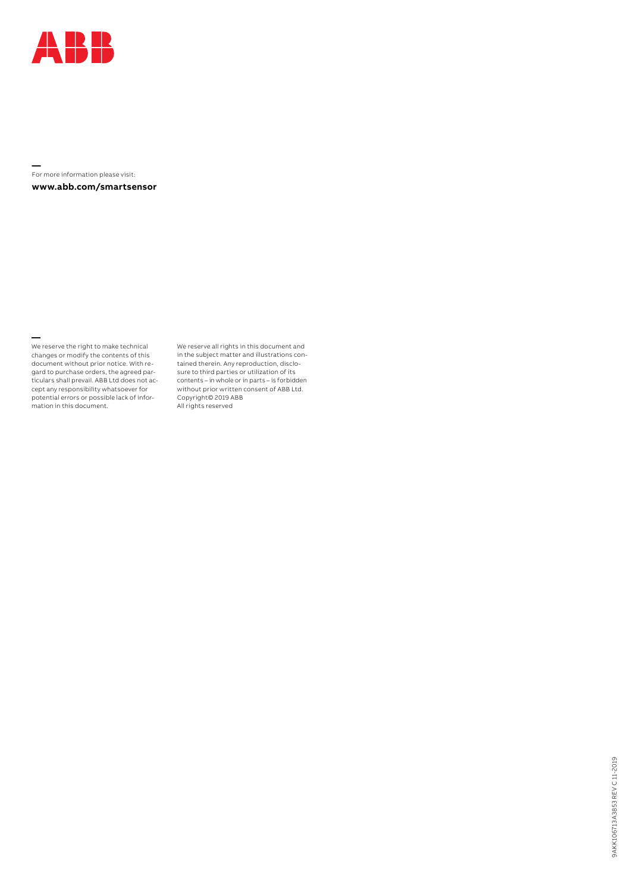For more information please visit:

**www.abb.com/smartsensor**

We reserve the right to make technical changes or modify the contents of this document without prior notice. With regard to purchase orders, the agreed particulars shall prevail. ABB Ltd does not accept any responsibility whatsoever for potential errors or possible lack of information in this document.

We reserve all rights in this document and in the subject matter and illustrations contained therein. Any reproduction, disclosure to third parties or utilization of its contents – in whole or in parts – is forbidden without prior written consent of ABB Ltd.
Copyright© 2019 ABB
All rights reserved

9AKK106713A3853 REV C 11-2019